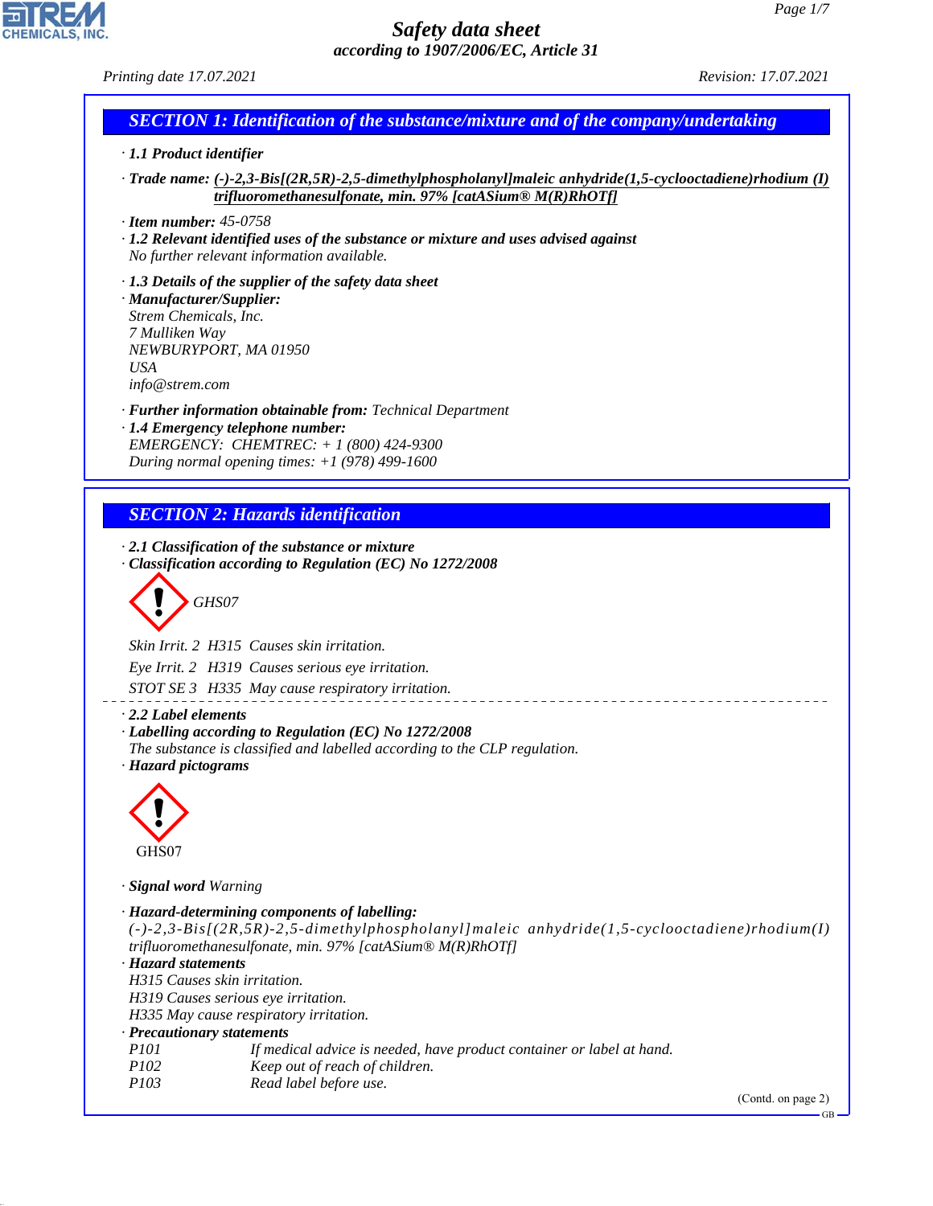# Safety data sheet

*according to 1907/2006/EC, Article 31*

Printing date 17.07.2021 Revision: 17.07.2021

## SECTION 1: Identification of the substance/mixture and of the company/undertaking

· **1.1 Product identifier**

· **Trade name:** **(-)-2,3-Bis[(2R,5R)-2,5-dimethylphospholanyl]maleic anhydride(1,5-cyclooctadiene)rhodium (I) trifluoromethanesulfonate, min. 97% [catASium® M(R)RhOTf]**

· **Item number:** 45-0758

· **1.2 Relevant identified uses of the substance or mixture and uses advised against**
No further relevant information available.

· **1.3 Details of the supplier of the safety data sheet**

· **Manufacturer/Supplier:**
Strem Chemicals, Inc.
7 Mulliken Way
NEWBURYPORT, MA 01950
USA
info@strem.com

· **Further information obtainable from:** Technical Department

· **1.4 Emergency telephone number:**
EMERGENCY: CHEMTREC: + 1 (800) 424-9300
During normal opening times: +1 (978) 499-1600

## SECTION 2: Hazards identification

· **2.1 Classification of the substance or mixture**

· **Classification according to Regulation (EC) No 1272/2008**

GHS07

Skin Irrit. 2 H315 Causes skin irritation.

Eye Irrit. 2 H319 Causes serious eye irritation.

STOT SE 3 H335 May cause respiratory irritation.

· **2.2 Label elements**

· **Labelling according to Regulation (EC) No 1272/2008**
The substance is classified and labelled according to the CLP regulation.

· **Hazard pictograms**

GHS07

· **Signal word** Warning

· **Hazard-determining components of labelling:**
(-)-2,3-Bis[(2R,5R)-2,5-dimethylphospholanyl]maleic anhydride(1,5-cyclooctadiene)rhodium(I) trifluoromethanesulfonate, min. 97% [catASium® M(R)RhOTf]

· **Hazard statements**
H315 Causes skin irritation.
H319 Causes serious eye irritation.
H335 May cause respiratory irritation.

· **Precautionary statements**

| | |
|---|---|
| P101 | If medical advice is needed, have product container or label at hand. |
| P102 | Keep out of reach of children. |
| P103 | Read label before use. |

(Contd. on page 2)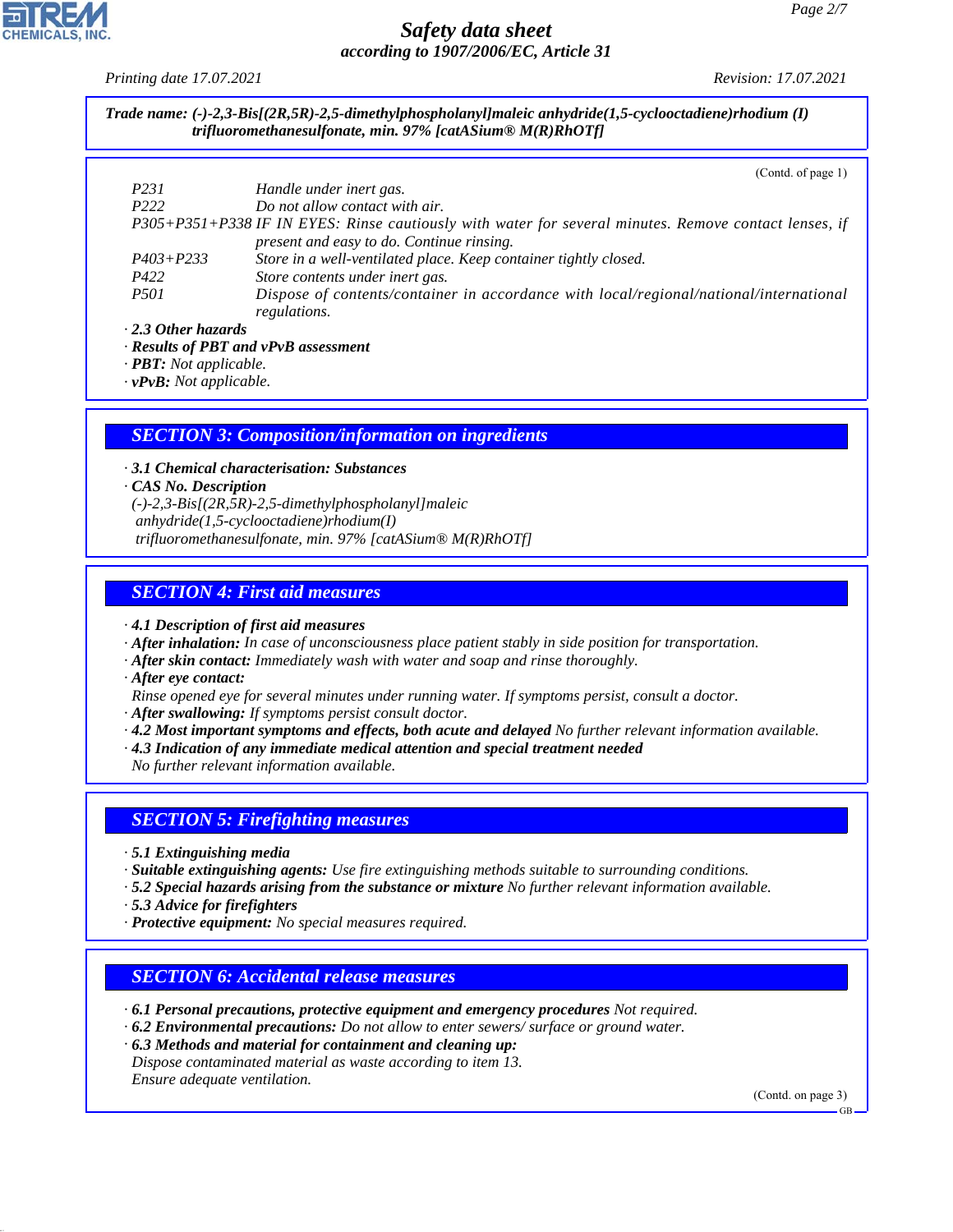Trade name: (-)-2,3-Bis[(2R,5R)-2,5-dimethylphospholanyl]maleic anhydride(1,5-cyclooctadiene)rhodium (I) trifluoromethanesulfonate, min. 97% [catASium® M(R)RhOTf]

(Contd. of page 1)

| | |
|---|---|
| P231 | Handle under inert gas. |
| P222 | Do not allow contact with air. |
| P305+P351+P338 | IF IN EYES: Rinse cautiously with water for several minutes. Remove contact lenses, if present and easy to do. Continue rinsing. |
| P403+P233 | Store in a well-ventilated place. Keep container tightly closed. |
| P422 | Store contents under inert gas. |
| P501 | Dispose of contents/container in accordance with local/regional/national/international regulations. |

· **2.3 Other hazards**
· **Results of PBT and vPvB assessment**
· **PBT:** Not applicable.
· **vPvB:** Not applicable.

## SECTION 3: Composition/information on ingredients

· **3.1 Chemical characterisation: Substances**
· **CAS No. Description**
(-)-2,3-Bis[(2R,5R)-2,5-dimethylphospholanyl]maleic anhydride(1,5-cyclooctadiene)rhodium(I) trifluoromethanesulfonate, min. 97% [catASium® M(R)RhOTf]

## SECTION 4: First aid measures

· **4.1 Description of first aid measures**
· **After inhalation:** In case of unconsciousness place patient stably in side position for transportation.
· **After skin contact:** Immediately wash with water and soap and rinse thoroughly.
· **After eye contact:**
Rinse opened eye for several minutes under running water. If symptoms persist, consult a doctor.
· **After swallowing:** If symptoms persist consult doctor.
· **4.2 Most important symptoms and effects, both acute and delayed** No further relevant information available.
· **4.3 Indication of any immediate medical attention and special treatment needed**
No further relevant information available.

## SECTION 5: Firefighting measures

· **5.1 Extinguishing media**
· **Suitable extinguishing agents:** Use fire extinguishing methods suitable to surrounding conditions.
· **5.2 Special hazards arising from the substance or mixture** No further relevant information available.
· **5.3 Advice for firefighters**
· **Protective equipment:** No special measures required.

## SECTION 6: Accidental release measures

· **6.1 Personal precautions, protective equipment and emergency procedures** Not required.
· **6.2 Environmental precautions:** Do not allow to enter sewers/ surface or ground water.
· **6.3 Methods and material for containment and cleaning up:**
Dispose contaminated material as waste according to item 13.
Ensure adequate ventilation.

(Contd. on page 3)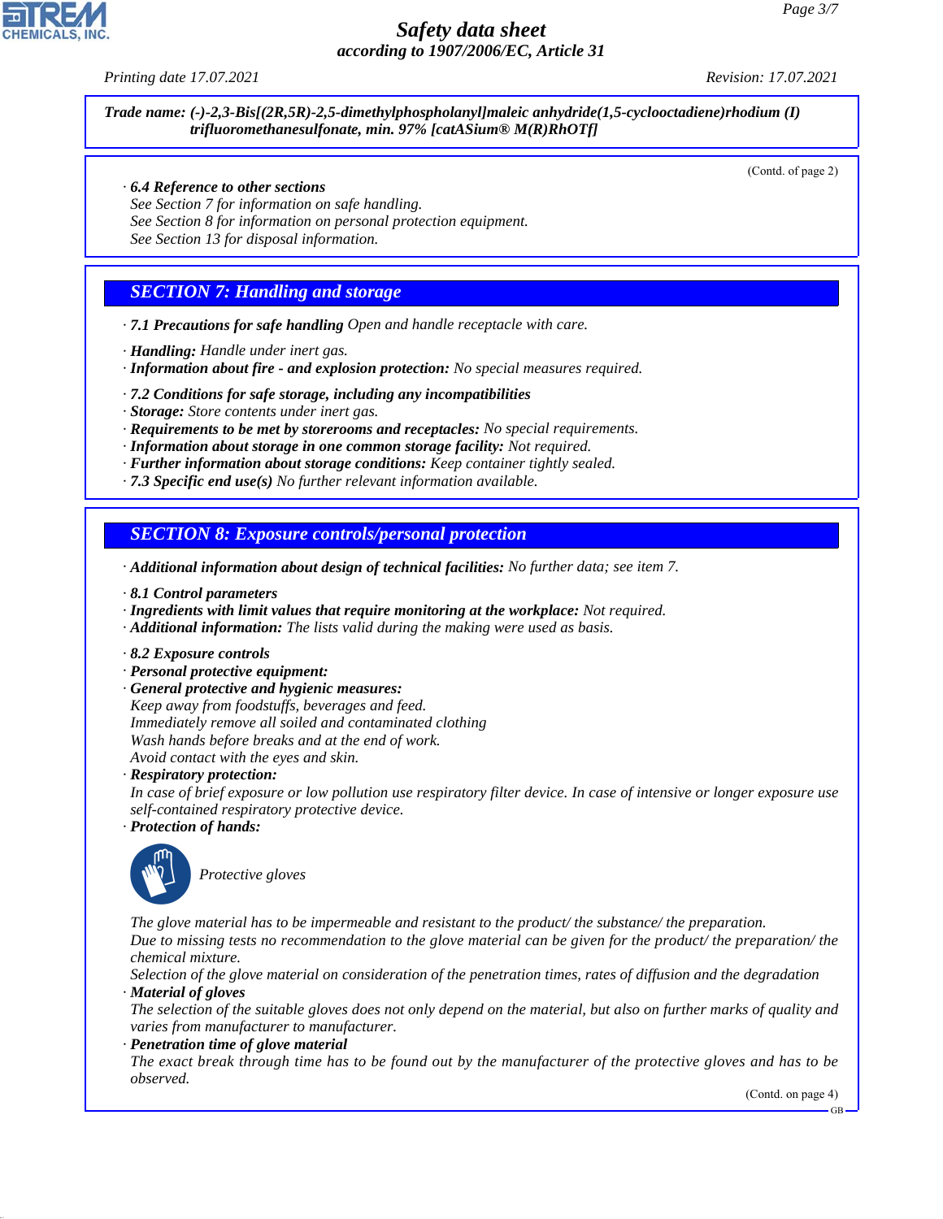**Trade name: (-)-2,3-Bis[(2R,5R)-2,5-dimethylphospholanyl]maleic anhydride(1,5-cyclooctadiene)rhodium (I) trifluoromethanesulfonate, min. 97% [catASium® M(R)RhOTf]**

(Contd. of page 2)

· **6.4 Reference to other sections**
See Section 7 for information on safe handling.
See Section 8 for information on personal protection equipment.
See Section 13 for disposal information.

## SECTION 7: Handling and storage

· **7.1 Precautions for safe handling** Open and handle receptacle with care.

· **Handling:** Handle under inert gas.
· **Information about fire - and explosion protection:** No special measures required.

· **7.2 Conditions for safe storage, including any incompatibilities**
· **Storage:** Store contents under inert gas.
· **Requirements to be met by storerooms and receptacles:** No special requirements.
· **Information about storage in one common storage facility:** Not required.
· **Further information about storage conditions:** Keep container tightly sealed.
· **7.3 Specific end use(s)** No further relevant information available.

## SECTION 8: Exposure controls/personal protection

· **Additional information about design of technical facilities:** No further data; see item 7.

· **8.1 Control parameters**
· **Ingredients with limit values that require monitoring at the workplace:** Not required.
· **Additional information:** The lists valid during the making were used as basis.

· **8.2 Exposure controls**
· **Personal protective equipment:**
· **General protective and hygienic measures:**
Keep away from foodstuffs, beverages and feed.
Immediately remove all soiled and contaminated clothing
Wash hands before breaks and at the end of work.
Avoid contact with the eyes and skin.
· **Respiratory protection:**
In case of brief exposure or low pollution use respiratory filter device. In case of intensive or longer exposure use self-contained respiratory protective device.
· **Protection of hands:**

Protective gloves

The glove material has to be impermeable and resistant to the product/ the substance/ the preparation.
Due to missing tests no recommendation to the glove material can be given for the product/ the preparation/ the chemical mixture.
Selection of the glove material on consideration of the penetration times, rates of diffusion and the degradation
· **Material of gloves**
The selection of the suitable gloves does not only depend on the material, but also on further marks of quality and varies from manufacturer to manufacturer.
· **Penetration time of glove material**
The exact break through time has to be found out by the manufacturer of the protective gloves and has to be observed.

(Contd. on page 4)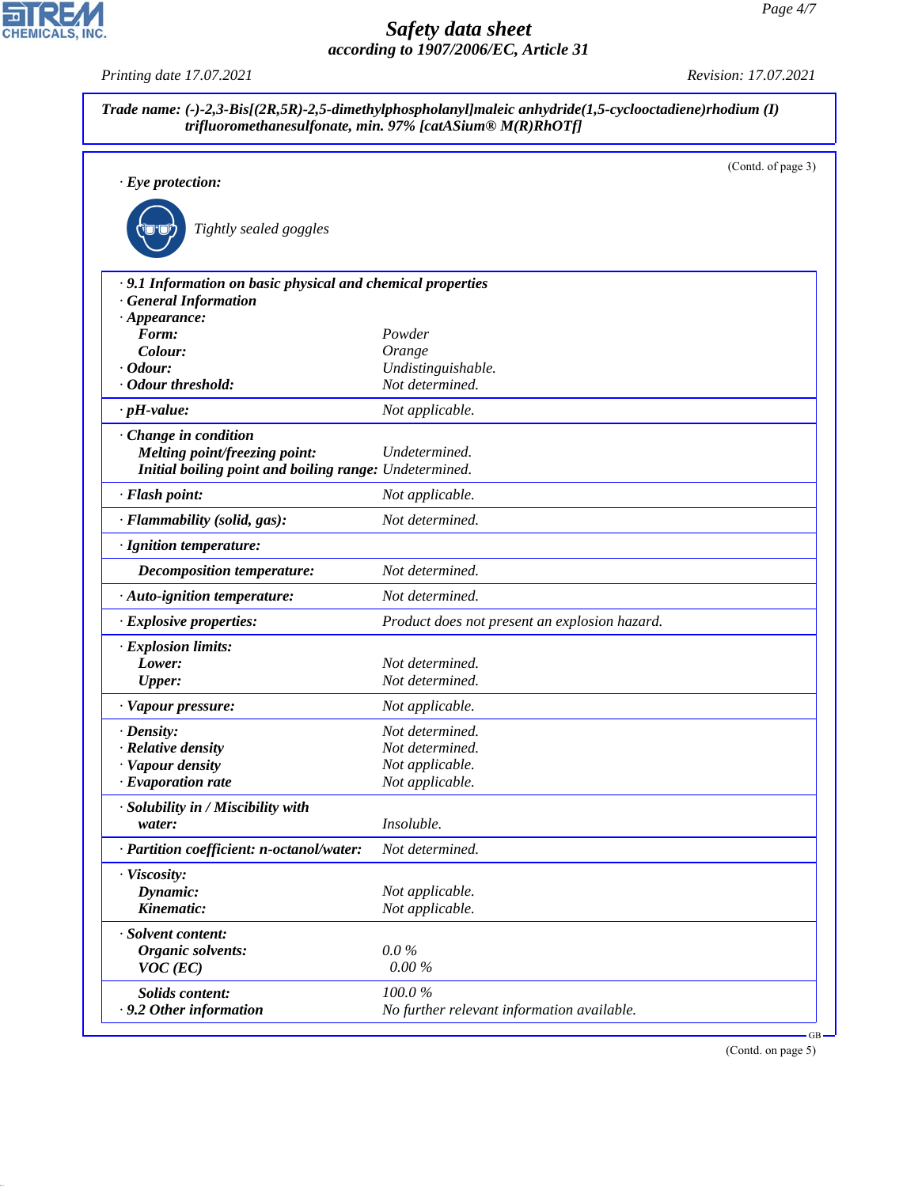**Trade name: (-)-2,3-Bis[(2R,5R)-2,5-dimethylphospholanyl]maleic anhydride(1,5-cyclooctadiene)rhodium (I) trifluoromethanesulfonate, min. 97% [catASium® M(R)RhOTf]**

(Contd. of page 3)

· **Eye protection:**

Tightly sealed goggles

· **9.1 Information on basic physical and chemical properties**

· **General Information**

| Property | Value |
|---|---|
| · **Appearance:** | |
| **Form:** | Powder |
| **Colour:** | Orange |
| · **Odour:** | Undistinguishable. |
| · **Odour threshold:** | Not determined. |
| · **pH-value:** | Not applicable. |
| · **Change in condition** | |
| **Melting point/freezing point:** | Undetermined. |
| **Initial boiling point and boiling range:** | Undetermined. |
| · **Flash point:** | Not applicable. |
| · **Flammability (solid, gas):** | Not determined. |
| · **Ignition temperature:** | |
| **Decomposition temperature:** | Not determined. |
| · **Auto-ignition temperature:** | Not determined. |
| · **Explosive properties:** | Product does not present an explosion hazard. |
| · **Explosion limits:** | |
| **Lower:** | Not determined. |
| **Upper:** | Not determined. |
| · **Vapour pressure:** | Not applicable. |
| · **Density:** | Not determined. |
| · **Relative density** | Not determined. |
| · **Vapour density** | Not applicable. |
| · **Evaporation rate** | Not applicable. |
| · **Solubility in / Miscibility with** | |
| **water:** | Insoluble. |
| · **Partition coefficient: n-octanol/water:** | Not determined. |
| · **Viscosity:** | |
| **Dynamic:** | Not applicable. |
| **Kinematic:** | Not applicable. |
| · **Solvent content:** | |
| **Organic solvents:** | 0.0 % |
| **VOC (EC)** | 0.00 % |
| **Solids content:** | 100.0 % |
| · **9.2 Other information** | No further relevant information available. |

(Contd. on page 5)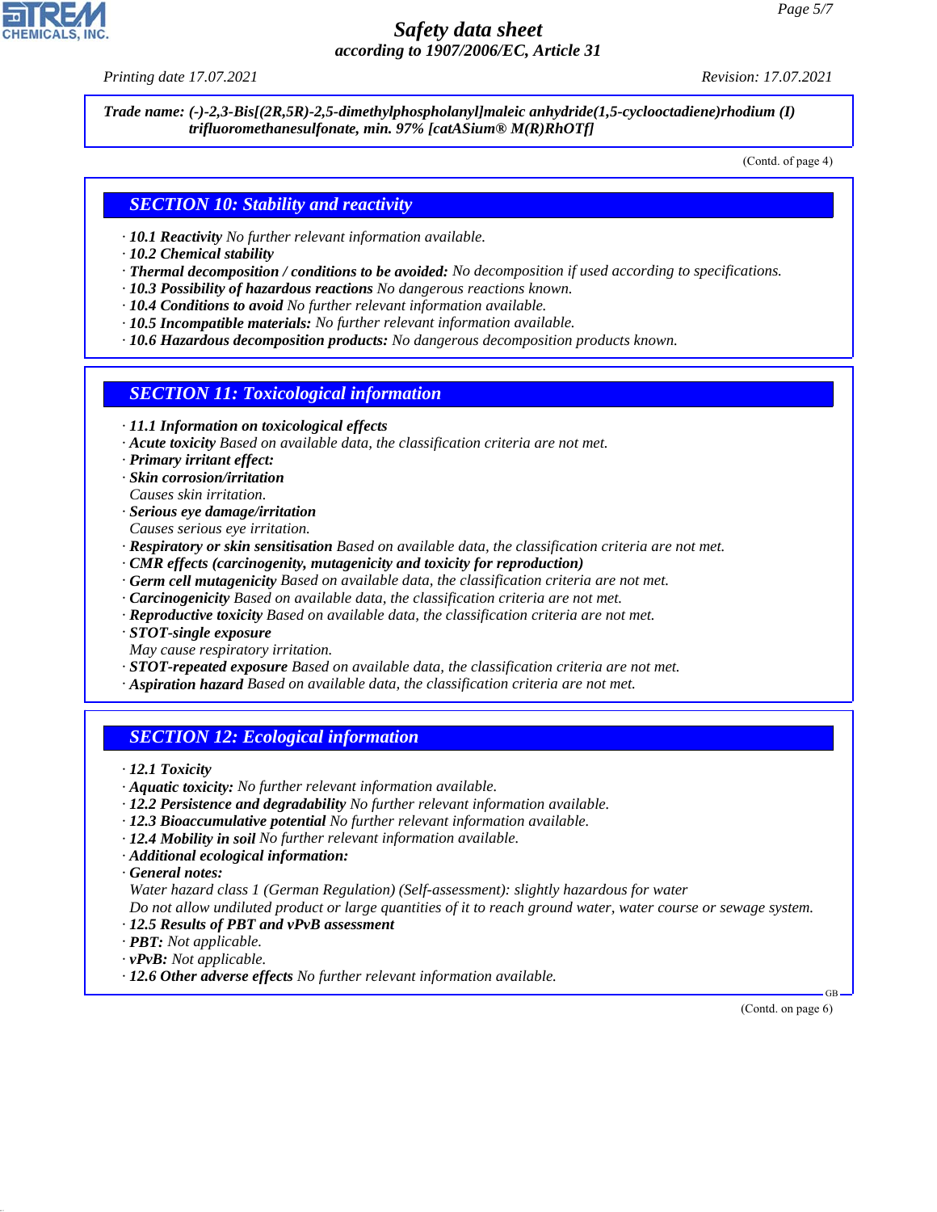Trade name: (-)-2,3-Bis[(2R,5R)-2,5-dimethylphospholanyl]maleic anhydride(1,5-cyclooctadiene)rhodium (I) trifluoromethanesulfonate, min. 97% [catASium® M(R)RhOTf]

(Contd. of page 4)

## SECTION 10: Stability and reactivity

· **10.1 Reactivity** No further relevant information available.
· **10.2 Chemical stability**
· **Thermal decomposition / conditions to be avoided:** No decomposition if used according to specifications.
· **10.3 Possibility of hazardous reactions** No dangerous reactions known.
· **10.4 Conditions to avoid** No further relevant information available.
· **10.5 Incompatible materials:** No further relevant information available.
· **10.6 Hazardous decomposition products:** No dangerous decomposition products known.

## SECTION 11: Toxicological information

· **11.1 Information on toxicological effects**
· **Acute toxicity** Based on available data, the classification criteria are not met.
· **Primary irritant effect:**
· **Skin corrosion/irritation**
Causes skin irritation.
· **Serious eye damage/irritation**
Causes serious eye irritation.
· **Respiratory or skin sensitisation** Based on available data, the classification criteria are not met.
· **CMR effects (carcinogenity, mutagenicity and toxicity for reproduction)**
· **Germ cell mutagenicity** Based on available data, the classification criteria are not met.
· **Carcinogenicity** Based on available data, the classification criteria are not met.
· **Reproductive toxicity** Based on available data, the classification criteria are not met.
· **STOT-single exposure**
May cause respiratory irritation.
· **STOT-repeated exposure** Based on available data, the classification criteria are not met.
· **Aspiration hazard** Based on available data, the classification criteria are not met.

## SECTION 12: Ecological information

· **12.1 Toxicity**
· **Aquatic toxicity:** No further relevant information available.
· **12.2 Persistence and degradability** No further relevant information available.
· **12.3 Bioaccumulative potential** No further relevant information available.
· **12.4 Mobility in soil** No further relevant information available.
· **Additional ecological information:**
· **General notes:**
Water hazard class 1 (German Regulation) (Self-assessment): slightly hazardous for water
Do not allow undiluted product or large quantities of it to reach ground water, water course or sewage system.
· **12.5 Results of PBT and vPvB assessment**
· **PBT:** Not applicable.
· **vPvB:** Not applicable.
· **12.6 Other adverse effects** No further relevant information available.

(Contd. on page 6)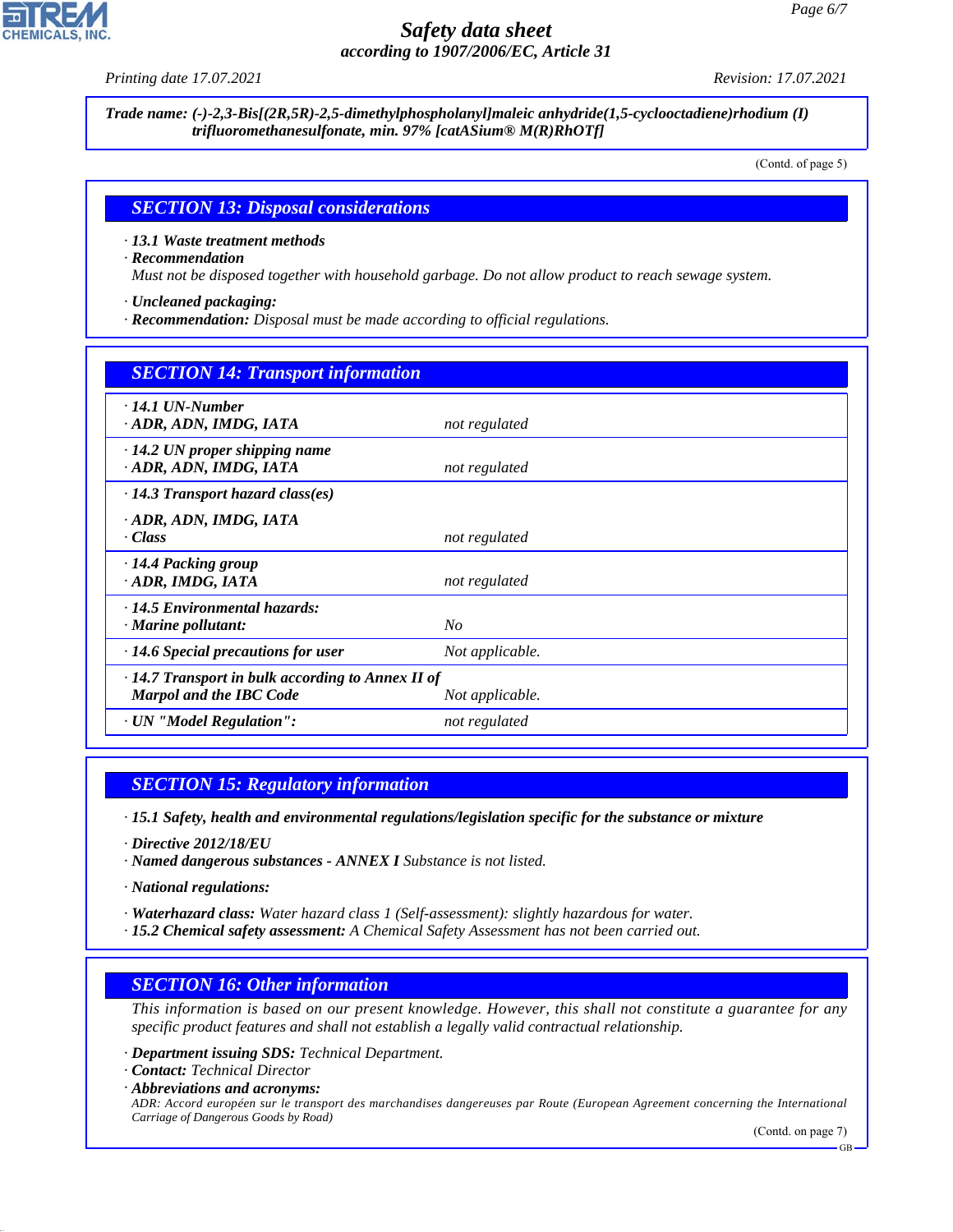*Trade name: (-)-2,3-Bis[(2R,5R)-2,5-dimethylphospholanyl]maleic anhydride(1,5-cyclooctadiene)rhodium (I) trifluoromethanesulfonate, min. 97% [catASium® M(R)RhOTf]*

(Contd. of page 5)

## SECTION 13: Disposal considerations

· **13.1 Waste treatment methods**
· **Recommendation**
Must not be disposed together with household garbage. Do not allow product to reach sewage system.

· **Uncleaned packaging:**
· **Recommendation:** Disposal must be made according to official regulations.

## SECTION 14: Transport information

| | |
|---|---|
| · **14.1 UN-Number**<br>· **ADR, ADN, IMDG, IATA** | not regulated |
| · **14.2 UN proper shipping name**<br>· **ADR, ADN, IMDG, IATA** | not regulated |
| · **14.3 Transport hazard class(es)**<br>· **ADR, ADN, IMDG, IATA**<br>· **Class** | not regulated |
| · **14.4 Packing group**<br>· **ADR, IMDG, IATA** | not regulated |
| · **14.5 Environmental hazards:**<br>· **Marine pollutant:** | No |
| · **14.6 Special precautions for user** | Not applicable. |
| · **14.7 Transport in bulk according to Annex II of Marpol and the IBC Code** | Not applicable. |
| · **UN "Model Regulation":** | not regulated |

## SECTION 15: Regulatory information

· **15.1 Safety, health and environmental regulations/legislation specific for the substance or mixture**

· **Directive 2012/18/EU**
· **Named dangerous substances - ANNEX I** Substance is not listed.

· **National regulations:**

· **Waterhazard class:** Water hazard class 1 (Self-assessment): slightly hazardous for water.
· **15.2 Chemical safety assessment:** A Chemical Safety Assessment has not been carried out.

## SECTION 16: Other information

This information is based on our present knowledge. However, this shall not constitute a guarantee for any specific product features and shall not establish a legally valid contractual relationship.

· **Department issuing SDS:** Technical Department.
· **Contact:** Technical Director
· **Abbreviations and acronyms:**
ADR: Accord européen sur le transport des marchandises dangereuses par Route (European Agreement concerning the International Carriage of Dangerous Goods by Road)

(Contd. on page 7)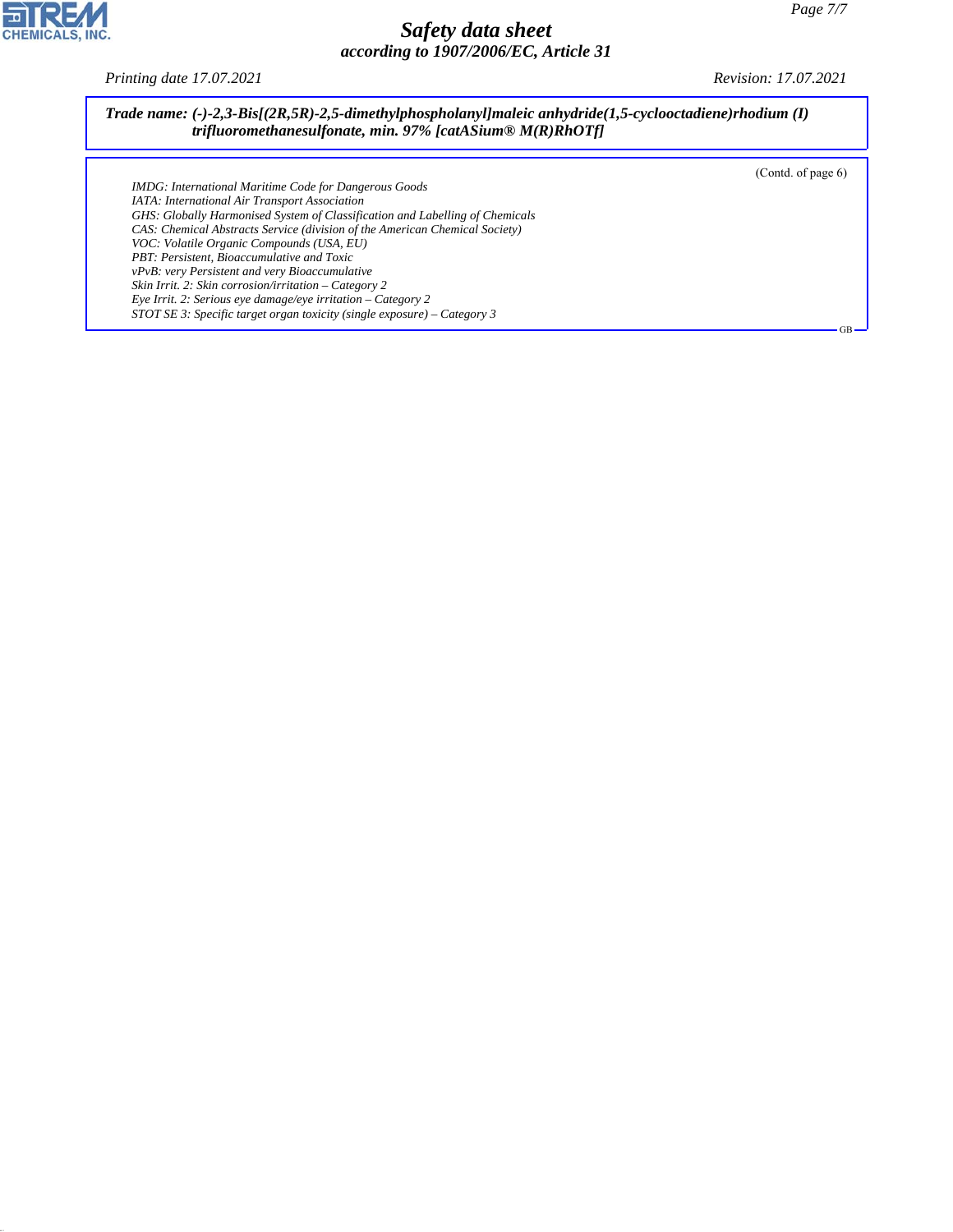*IMDG: International Maritime Code for Dangerous Goods*
*IATA: International Air Transport Association*
*GHS: Globally Harmonised System of Classification and Labelling of Chemicals*
*CAS: Chemical Abstracts Service (division of the American Chemical Society)*
*VOC: Volatile Organic Compounds (USA, EU)*
*PBT: Persistent, Bioaccumulative and Toxic*
*vPvB: very Persistent and very Bioaccumulative*
*Skin Irrit. 2: Skin corrosion/irritation – Category 2*
*Eye Irrit. 2: Serious eye damage/eye irritation – Category 2*
*STOT SE 3: Specific target organ toxicity (single exposure) – Category 3*